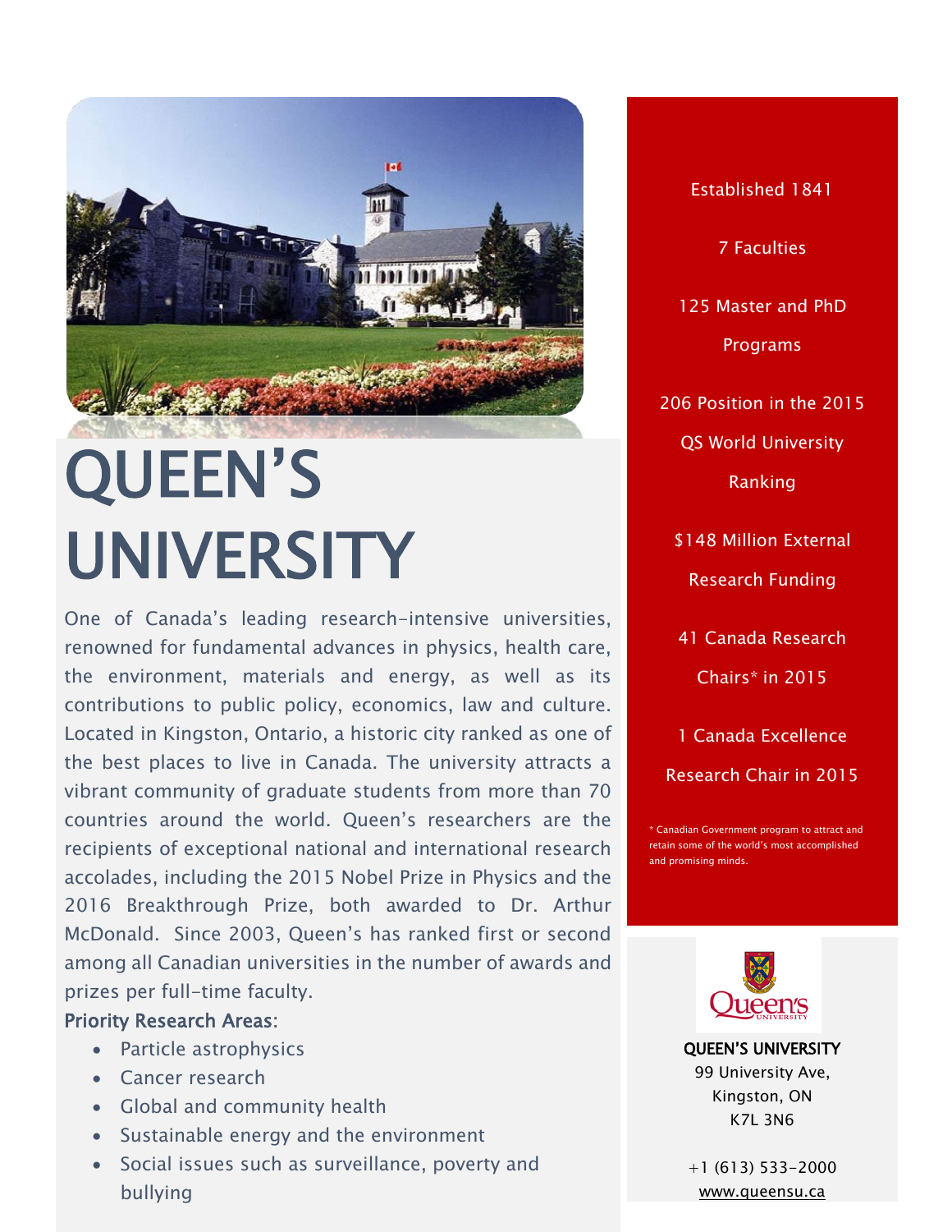# QUEEN'S UNIVERSITY

One of Canada's leading research-intensive universities, renowned for fundamental advances in physics, health care, the environment, materials and energy, as well as its contributions to public policy, economics, law and culture. Located in Kingston, Ontario, a historic city ranked as one of the best places to live in Canada. The university attracts a vibrant community of graduate students from more than 70 countries around the world. Queen's researchers are the recipients of exceptional national and international research accolades, including the 2015 Nobel Prize in Physics and the 2016 Breakthrough Prize, both awarded to Dr. Arthur McDonald. Since 2003, Queen's has ranked first or second among all Canadian universities in the number of awards and prizes per full-time faculty.

**Priority Research Areas:**

- Particle astrophysics
- Cancer research
- Global and community health
- Sustainable energy and the environment
- Social issues such as surveillance, poverty and bullying

Established 1841

7 Faculties

125 Master and PhD Programs

206 Position in the 2015 QS World University Ranking

$148 Million External Research Funding

41 Canada Research Chairs* in 2015

1 Canada Excellence Research Chair in 2015

* Canadian Government program to attract and retain some of the world's most accomplished and promising minds.

**QUEEN'S UNIVERSITY**
99 University Ave,
Kingston, ON
K7L 3N6

+1 (613) 533-2000
www.queensu.ca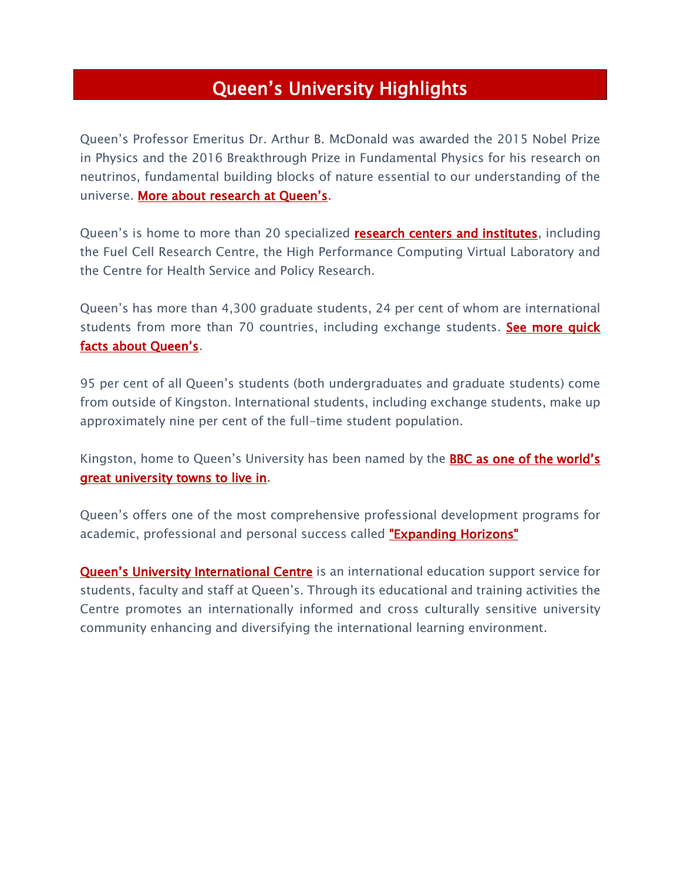# Queen's University Highlights

Queen's Professor Emeritus Dr. Arthur B. McDonald was awarded the 2015 Nobel Prize in Physics and the 2016 Breakthrough Prize in Fundamental Physics for his research on neutrinos, fundamental building blocks of nature essential to our understanding of the universe. More about research at Queen's.

Queen's is home to more than 20 specialized research centers and institutes, including the Fuel Cell Research Centre, the High Performance Computing Virtual Laboratory and the Centre for Health Service and Policy Research.

Queen's has more than 4,300 graduate students, 24 per cent of whom are international students from more than 70 countries, including exchange students. See more quick facts about Queen's.

95 per cent of all Queen's students (both undergraduates and graduate students) come from outside of Kingston. International students, including exchange students, make up approximately nine per cent of the full-time student population.

Kingston, home to Queen's University has been named by the BBC as one of the world's great university towns to live in.

Queen's offers one of the most comprehensive professional development programs for academic, professional and personal success called "Expanding Horizons"

Queen's University International Centre is an international education support service for students, faculty and staff at Queen's. Through its educational and training activities the Centre promotes an internationally informed and cross culturally sensitive university community enhancing and diversifying the international learning environment.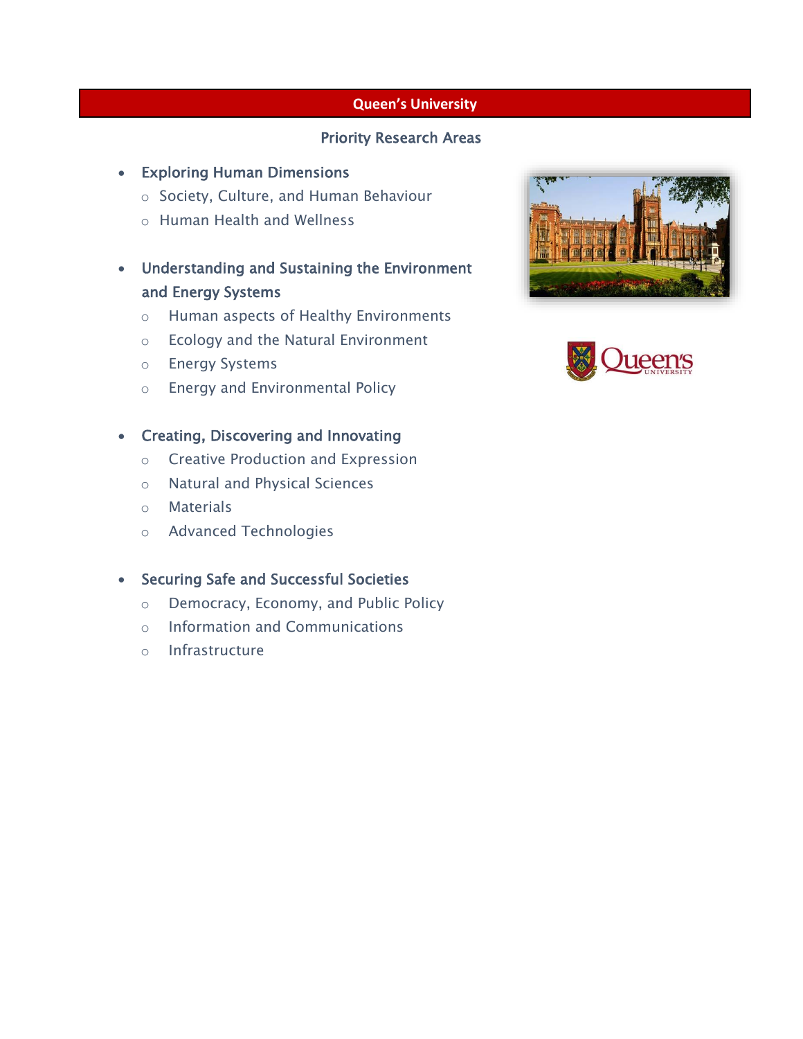## Queen's University

### Priority Research Areas

- **Exploring Human Dimensions**
  - Society, Culture, and Human Behaviour
  - Human Health and Wellness

- **Understanding and Sustaining the Environment and Energy Systems**
  - Human aspects of Healthy Environments
  - Ecology and the Natural Environment
  - Energy Systems
  - Energy and Environmental Policy

- **Creating, Discovering and Innovating**
  - Creative Production and Expression
  - Natural and Physical Sciences
  - Materials
  - Advanced Technologies

- **Securing Safe and Successful Societies**
  - Democracy, Economy, and Public Policy
  - Information and Communications
  - Infrastructure